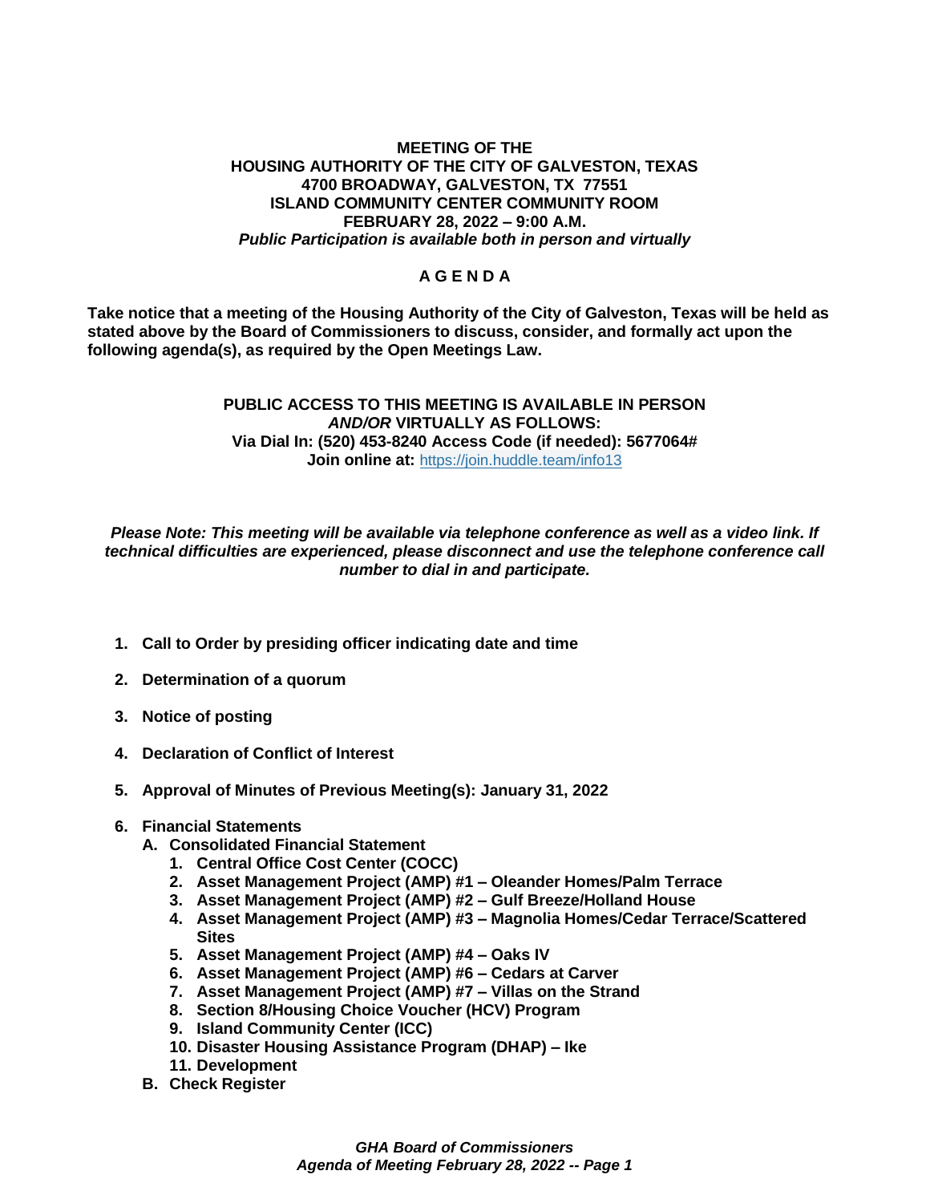**MEETING OF THE**
**HOUSING AUTHORITY OF THE CITY OF GALVESTON, TEXAS**
**4700 BROADWAY, GALVESTON, TX 77551**
**ISLAND COMMUNITY CENTER COMMUNITY ROOM**
**FEBRUARY 28, 2022 – 9:00 A.M.**
***Public Participation is available both in person and virtually***

# A G E N D A

**Take notice that a meeting of the Housing Authority of the City of Galveston, Texas will be held as stated above by the Board of Commissioners to discuss, consider, and formally act upon the following agenda(s), as required by the Open Meetings Law.**

**PUBLIC ACCESS TO THIS MEETING IS AVAILABLE IN PERSON *AND/OR* VIRTUALLY AS FOLLOWS:**
**Via Dial In: (520) 453-8240 Access Code (if needed): 5677064#**
**Join online at:** https://join.huddle.team/info13

***Please Note: This meeting will be available via telephone conference as well as a video link. If technical difficulties are experienced, please disconnect and use the telephone conference call number to dial in and participate.***

1. **Call to Order by presiding officer indicating date and time**
2. **Determination of a quorum**
3. **Notice of posting**
4. **Declaration of Conflict of Interest**
5. **Approval of Minutes of Previous Meeting(s): January 31, 2022**
6. **Financial Statements**
   - **A. Consolidated Financial Statement**
     1. **Central Office Cost Center (COCC)**
     2. **Asset Management Project (AMP) #1 – Oleander Homes/Palm Terrace**
     3. **Asset Management Project (AMP) #2 – Gulf Breeze/Holland House**
     4. **Asset Management Project (AMP) #3 – Magnolia Homes/Cedar Terrace/Scattered Sites**
     5. **Asset Management Project (AMP) #4 – Oaks IV**
     6. **Asset Management Project (AMP) #6 – Cedars at Carver**
     7. **Asset Management Project (AMP) #7 – Villas on the Strand**
     8. **Section 8/Housing Choice Voucher (HCV) Program**
     9. **Island Community Center (ICC)**
     10. **Disaster Housing Assistance Program (DHAP) – Ike**
     11. **Development**
   - **B. Check Register**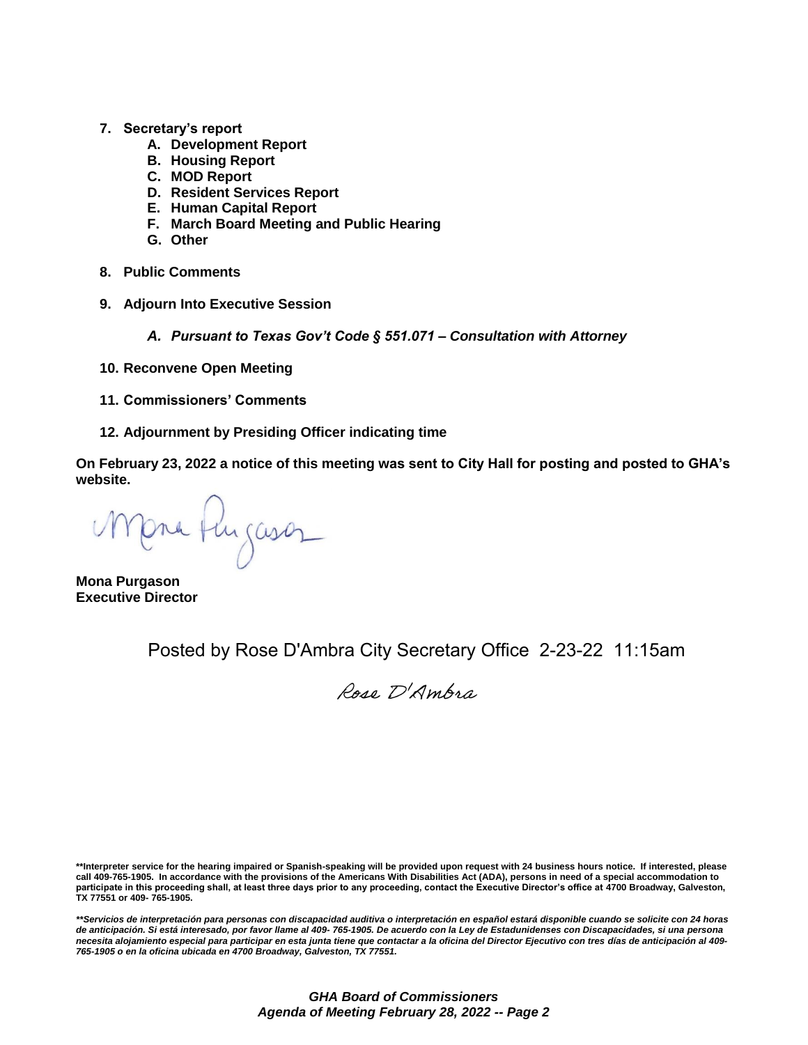7. **Secretary's report**
    - **A. Development Report**
    - **B. Housing Report**
    - **C. MOD Report**
    - **D. Resident Services Report**
    - **E. Human Capital Report**
    - **F. March Board Meeting and Public Hearing**
    - **G. Other**

8. **Public Comments**

9. **Adjourn Into Executive Session**

    ***A. Pursuant to Texas Gov't Code § 551.071 – Consultation with Attorney***

10. **Reconvene Open Meeting**

11. **Commissioners' Comments**

12. **Adjournment by Presiding Officer indicating time**

**On February 23, 2022 a notice of this meeting was sent to City Hall for posting and posted to GHA's website.**

Mona Purgason

**Mona Purgason**
**Executive Director**

Posted by Rose D'Ambra City Secretary Office 2-23-22 11:15am

Rose D'Ambra

**\*\*Interpreter service for the hearing impaired or Spanish-speaking will be provided upon request with 24 business hours notice. If interested, please call 409-765-1905. In accordance with the provisions of the Americans With Disabilities Act (ADA), persons in need of a special accommodation to participate in this proceeding shall, at least three days prior to any proceeding, contact the Executive Director's office at 4700 Broadway, Galveston, TX 77551 or 409- 765-1905.**

***\*\*Servicios de interpretación para personas con discapacidad auditiva o interpretación en español estará disponible cuando se solicite con 24 horas de anticipación. Si está interesado, por favor llame al 409- 765-1905. De acuerdo con la Ley de Estadunidenses con Discapacidades, si una persona necesita alojamiento especial para participar en esta junta tiene que contactar a la oficina del Director Ejecutivo con tres días de anticipación al 409-765-1905 o en la oficina ubicada en 4700 Broadway, Galveston, TX 77551.***